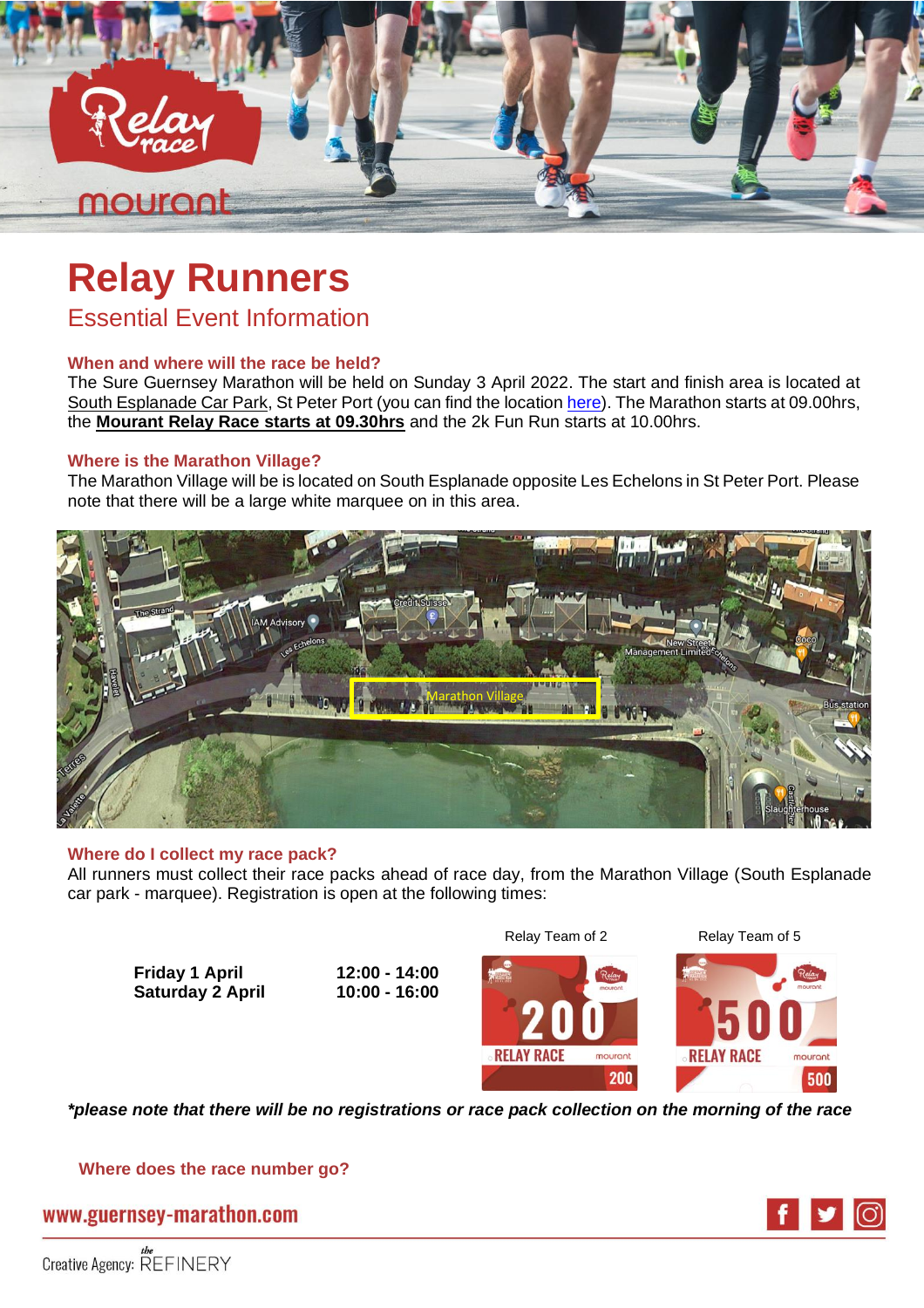# Relay Runners

## Essential Event Information

### When and where will the race be held?

The Sure Guernsey Marathon will be held on Sunday 3 April 2022. The start and finish area is located at South Esplanade Car Park, St Peter Port (you can find the location here). The Marathon starts at 09.00hrs, the **Mourant Relay Race starts at 09.30hrs** and the 2k Fun Run starts at 10.00hrs.

### Where is the Marathon Village?

The Marathon Village will be is located on South Esplanade opposite Les Echelons in St Peter Port. Please note that there will be a large white marquee on in this area.

### Where do I collect my race pack?

All runners must collect their race packs ahead of race day, from the Marathon Village (South Esplanade car park - marquee). Registration is open at the following times:

| | |
|---|---|
| **Friday 1 April** | **12:00 - 14:00** |
| **Saturday 2 April** | **10:00 - 16:00** |

Relay Team of 2

Relay Team of 5

***please note that there will be no registrations or race pack collection on the morning of the race***

### Where does the race number go?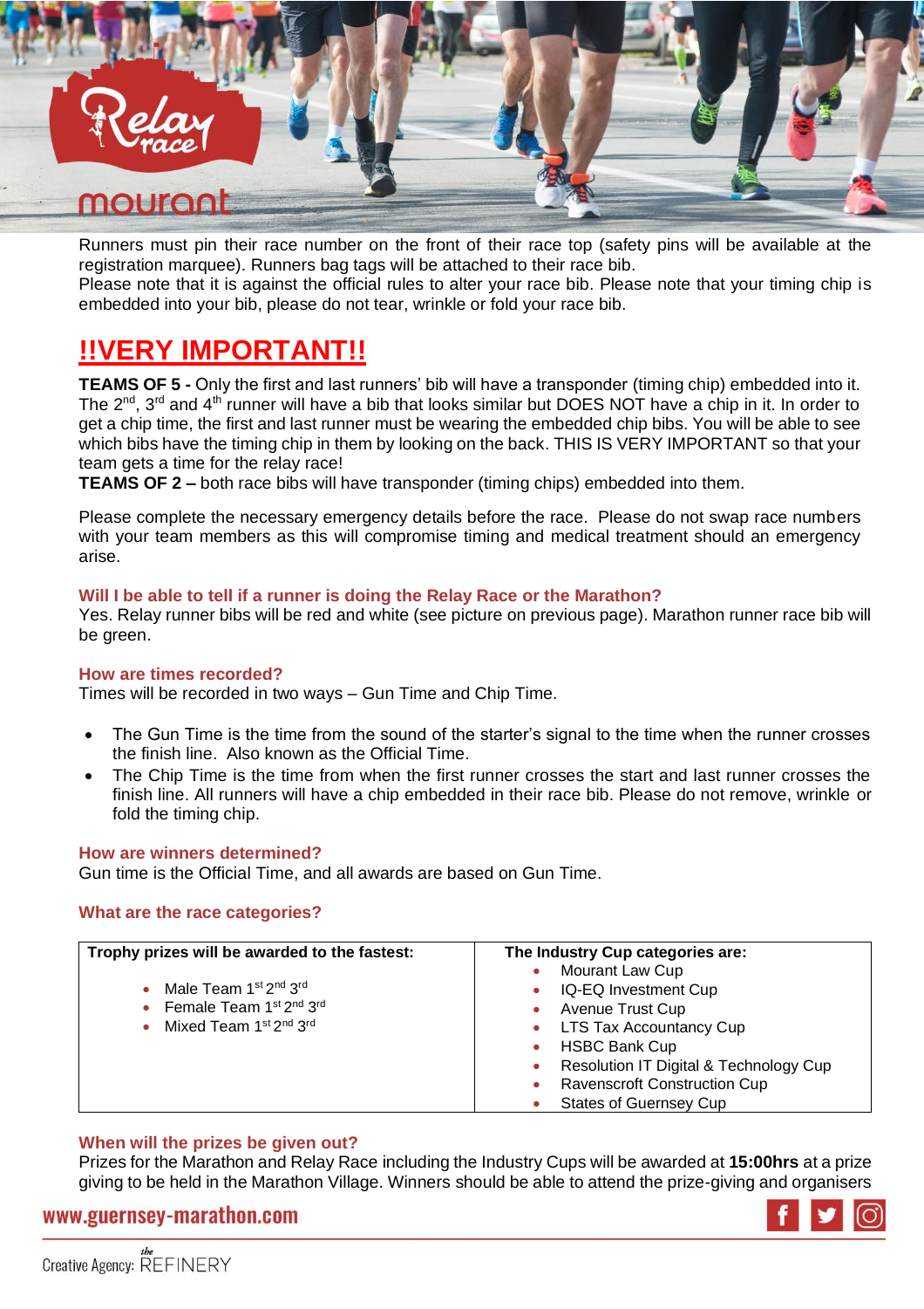Runners must pin their race number on the front of their race top (safety pins will be available at the registration marquee). Runners bag tags will be attached to their race bib.
Please note that it is against the official rules to alter your race bib. Please note that your timing chip is embedded into your bib, please do not tear, wrinkle or fold your race bib.

# !!VERY IMPORTANT!!

**TEAMS OF 5 -** Only the first and last runners' bib will have a transponder (timing chip) embedded into it. The 2nd, 3rd and 4th runner will have a bib that looks similar but DOES NOT have a chip in it. In order to get a chip time, the first and last runner must be wearing the embedded chip bibs. You will be able to see which bibs have the timing chip in them by looking on the back. THIS IS VERY IMPORTANT so that your team gets a time for the relay race!
**TEAMS OF 2 –** both race bibs will have transponder (timing chips) embedded into them.

Please complete the necessary emergency details before the race. Please do not swap race numbers with your team members as this will compromise timing and medical treatment should an emergency arise.

### Will I be able to tell if a runner is doing the Relay Race or the Marathon?

Yes. Relay runner bibs will be red and white (see picture on previous page). Marathon runner race bib will be green.

### How are times recorded?

Times will be recorded in two ways – Gun Time and Chip Time.

- The Gun Time is the time from the sound of the starter's signal to the time when the runner crosses the finish line. Also known as the Official Time.
- The Chip Time is the time from when the first runner crosses the start and last runner crosses the finish line. All runners will have a chip embedded in their race bib. Please do not remove, wrinkle or fold the timing chip.

### How are winners determined?

Gun time is the Official Time, and all awards are based on Gun Time.

### What are the race categories?

| Trophy prizes will be awarded to the fastest: | The Industry Cup categories are: |
|---|---|
| • Male Team 1st 2nd 3rd<br>• Female Team 1st 2nd 3rd<br>• Mixed Team 1st 2nd 3rd | • Mourant Law Cup<br>• IQ-EQ Investment Cup<br>• Avenue Trust Cup<br>• LTS Tax Accountancy Cup<br>• HSBC Bank Cup<br>• Resolution IT Digital & Technology Cup<br>• Ravenscroft Construction Cup<br>• States of Guernsey Cup |

### When will the prizes be given out?

Prizes for the Marathon and Relay Race including the Industry Cups will be awarded at **15:00hrs** at a prize giving to be held in the Marathon Village. Winners should be able to attend the prize-giving and organisers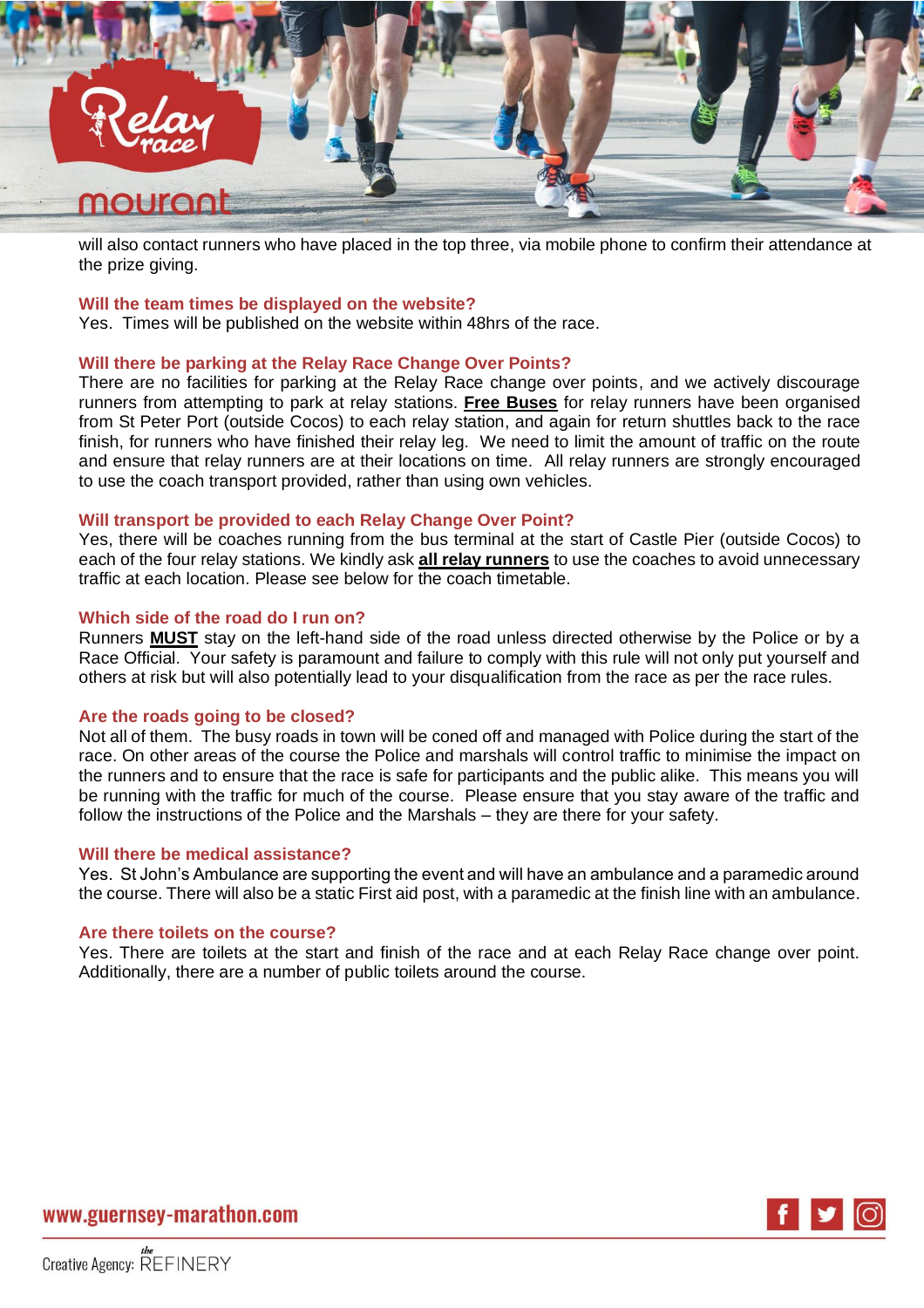will also contact runners who have placed in the top three, via mobile phone to confirm their attendance at the prize giving.

### Will the team times be displayed on the website?

Yes. Times will be published on the website within 48hrs of the race.

### Will there be parking at the Relay Race Change Over Points?

There are no facilities for parking at the Relay Race change over points, and we actively discourage runners from attempting to park at relay stations. **Free Buses** for relay runners have been organised from St Peter Port (outside Cocos) to each relay station, and again for return shuttles back to the race finish, for runners who have finished their relay leg. We need to limit the amount of traffic on the route and ensure that relay runners are at their locations on time. All relay runners are strongly encouraged to use the coach transport provided, rather than using own vehicles.

### Will transport be provided to each Relay Change Over Point?

Yes, there will be coaches running from the bus terminal at the start of Castle Pier (outside Cocos) to each of the four relay stations. We kindly ask **all relay runners** to use the coaches to avoid unnecessary traffic at each location. Please see below for the coach timetable.

### Which side of the road do I run on?

Runners **MUST** stay on the left-hand side of the road unless directed otherwise by the Police or by a Race Official. Your safety is paramount and failure to comply with this rule will not only put yourself and others at risk but will also potentially lead to your disqualification from the race as per the race rules.

### Are the roads going to be closed?

Not all of them. The busy roads in town will be coned off and managed with Police during the start of the race. On other areas of the course the Police and marshals will control traffic to minimise the impact on the runners and to ensure that the race is safe for participants and the public alike. This means you will be running with the traffic for much of the course. Please ensure that you stay aware of the traffic and follow the instructions of the Police and the Marshals – they are there for your safety.

### Will there be medical assistance?

Yes. St John's Ambulance are supporting the event and will have an ambulance and a paramedic around the course. There will also be a static First aid post, with a paramedic at the finish line with an ambulance.

### Are there toilets on the course?

Yes. There are toilets at the start and finish of the race and at each Relay Race change over point. Additionally, there are a number of public toilets around the course.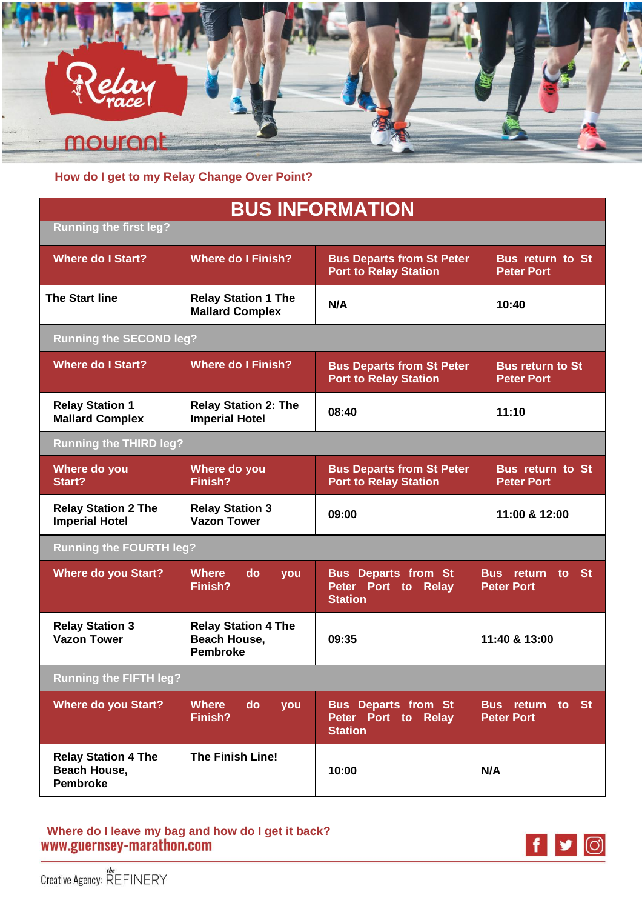How do I get to my Relay Change Over Point?

# BUS INFORMATION

**Running the first leg?**

| Where do I Start? | Where do I Finish? | Bus Departs from St Peter Port to Relay Station | Bus return to St Peter Port |
|---|---|---|---|
| The Start line | Relay Station 1 The Mallard Complex | N/A | 10:40 |

**Running the SECOND leg?**

| Where do I Start? | Where do I Finish? | Bus Departs from St Peter Port to Relay Station | Bus return to St Peter Port |
|---|---|---|---|
| Relay Station 1 Mallard Complex | Relay Station 2: The Imperial Hotel | 08:40 | 11:10 |

**Running the THIRD leg?**

| Where do you Start? | Where do you Finish? | Bus Departs from St Peter Port to Relay Station | Bus return to St Peter Port |
|---|---|---|---|
| Relay Station 2 The Imperial Hotel | Relay Station 3 Vazon Tower | 09:00 | 11:00 & 12:00 |

**Running the FOURTH leg?**

| Where do you Start? | Where do you Finish? | Bus Departs from St Peter Port to Relay Station | Bus return to St Peter Port |
|---|---|---|---|
| Relay Station 3 Vazon Tower | Relay Station 4 The Beach House, Pembroke | 09:35 | 11:40 & 13:00 |

**Running the FIFTH leg?**

| Where do you Start? | Where do you Finish? | Bus Departs from St Peter Port to Relay Station | Bus return to St Peter Port |
|---|---|---|---|
| Relay Station 4 The Beach House, Pembroke | The Finish Line! | 10:00 | N/A |

Where do I leave my bag and how do I get it back?

www.guernsey-marathon.com

Creative Agency: the REFINERY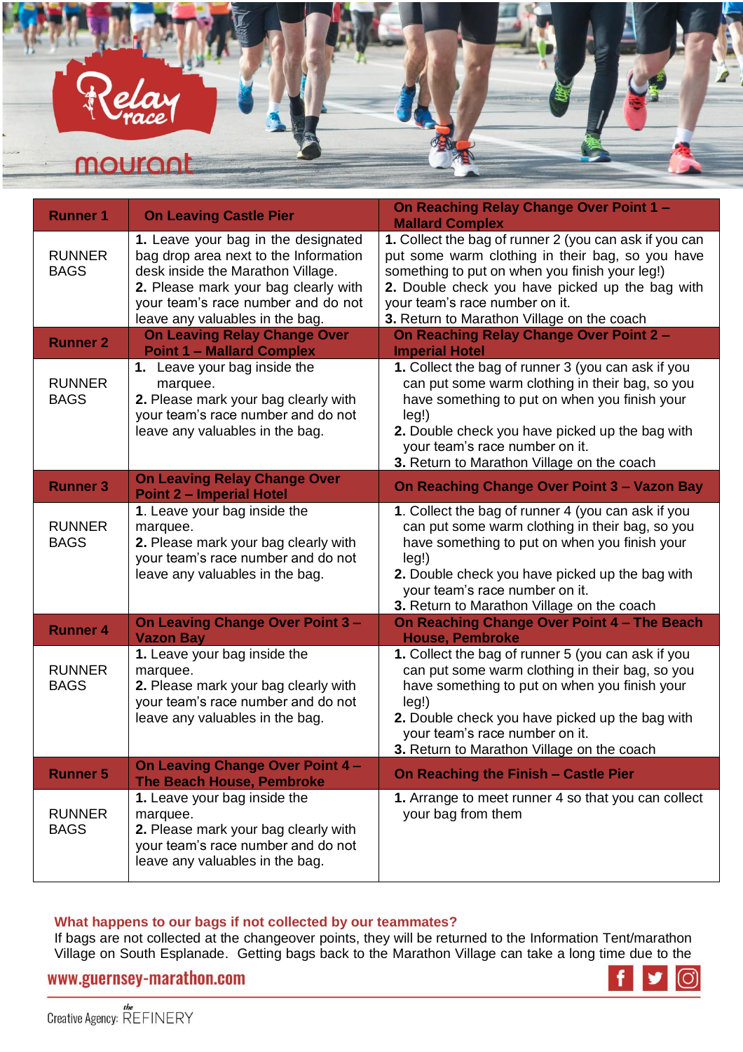| Runner 1 | On Leaving Castle Pier | On Reaching Relay Change Over Point 1 – Mallard Complex |
|---|---|---|
| RUNNER BAGS | **1.** Leave your bag in the designated bag drop area next to the Information desk inside the Marathon Village.<br>**2.** Please mark your bag clearly with your team's race number and do not leave any valuables in the bag. | **1.** Collect the bag of runner 2 (you can ask if you can put some warm clothing in their bag, so you have something to put on when you finish your leg!)<br>**2.** Double check you have picked up the bag with your team's race number on it.<br>**3.** Return to Marathon Village on the coach |
| **Runner 2** | **On Leaving Relay Change Over Point 1 – Mallard Complex** | **On Reaching Relay Change Over Point 2 – Imperial Hotel** |
| RUNNER BAGS | **1.** Leave your bag inside the marquee.<br>**2.** Please mark your bag clearly with your team's race number and do not leave any valuables in the bag. | **1.** Collect the bag of runner 3 (you can ask if you can put some warm clothing in their bag, so you have something to put on when you finish your leg!)<br>**2.** Double check you have picked up the bag with your team's race number on it.<br>**3.** Return to Marathon Village on the coach |
| **Runner 3** | **On Leaving Relay Change Over Point 2 – Imperial Hotel** | **On Reaching Change Over Point 3 – Vazon Bay** |
| RUNNER BAGS | **1.** Leave your bag inside the marquee.<br>**2.** Please mark your bag clearly with your team's race number and do not leave any valuables in the bag. | **1.** Collect the bag of runner 4 (you can ask if you can put some warm clothing in their bag, so you have something to put on when you finish your leg!)<br>**2.** Double check you have picked up the bag with your team's race number on it.<br>**3.** Return to Marathon Village on the coach |
| **Runner 4** | **On Leaving Change Over Point 3 – Vazon Bay** | **On Reaching Change Over Point 4 – The Beach House, Pembroke** |
| RUNNER BAGS | **1.** Leave your bag inside the marquee.<br>**2.** Please mark your bag clearly with your team's race number and do not leave any valuables in the bag. | **1.** Collect the bag of runner 5 (you can ask if you can put some warm clothing in their bag, so you have something to put on when you finish your leg!)<br>**2.** Double check you have picked up the bag with your team's race number on it.<br>**3.** Return to Marathon Village on the coach |
| **Runner 5** | **On Leaving Change Over Point 4 – The Beach House, Pembroke** | **On Reaching the Finish – Castle Pier** |
| RUNNER BAGS | **1.** Leave your bag inside the marquee.<br>**2.** Please mark your bag clearly with your team's race number and do not leave any valuables in the bag. | **1.** Arrange to meet runner 4 so that you can collect your bag from them |

**What happens to our bags if not collected by our teammates?**

If bags are not collected at the changeover points, they will be returned to the Information Tent/marathon Village on South Esplanade. Getting bags back to the Marathon Village can take a long time due to the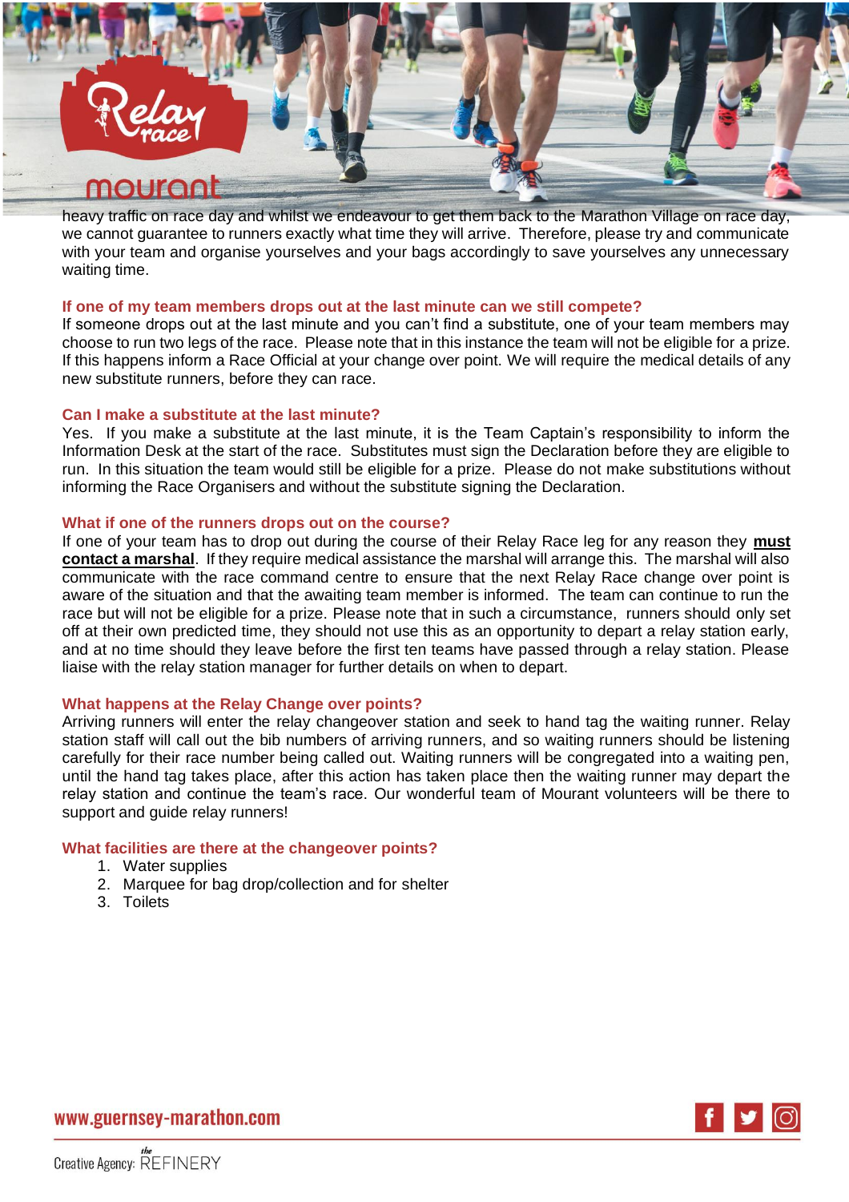heavy traffic on race day and whilst we endeavour to get them back to the Marathon Village on race day, we cannot guarantee to runners exactly what time they will arrive. Therefore, please try and communicate with your team and organise yourselves and your bags accordingly to save yourselves any unnecessary waiting time.

### If one of my team members drops out at the last minute can we still compete?

If someone drops out at the last minute and you can't find a substitute, one of your team members may choose to run two legs of the race. Please note that in this instance the team will not be eligible for a prize. If this happens inform a Race Official at your change over point. We will require the medical details of any new substitute runners, before they can race.

### Can I make a substitute at the last minute?

Yes. If you make a substitute at the last minute, it is the Team Captain's responsibility to inform the Information Desk at the start of the race. Substitutes must sign the Declaration before they are eligible to run. In this situation the team would still be eligible for a prize. Please do not make substitutions without informing the Race Organisers and without the substitute signing the Declaration.

### What if one of the runners drops out on the course?

If one of your team has to drop out during the course of their Relay Race leg for any reason they **must contact a marshal**. If they require medical assistance the marshal will arrange this. The marshal will also communicate with the race command centre to ensure that the next Relay Race change over point is aware of the situation and that the awaiting team member is informed. The team can continue to run the race but will not be eligible for a prize. Please note that in such a circumstance, runners should only set off at their own predicted time, they should not use this as an opportunity to depart a relay station early, and at no time should they leave before the first ten teams have passed through a relay station. Please liaise with the relay station manager for further details on when to depart.

### What happens at the Relay Change over points?

Arriving runners will enter the relay changeover station and seek to hand tag the waiting runner. Relay station staff will call out the bib numbers of arriving runners, and so waiting runners should be listening carefully for their race number being called out. Waiting runners will be congregated into a waiting pen, until the hand tag takes place, after this action has taken place then the waiting runner may depart the relay station and continue the team's race. Our wonderful team of Mourant volunteers will be there to support and guide relay runners!

### What facilities are there at the changeover points?

1. Water supplies
2. Marquee for bag drop/collection and for shelter
3. Toilets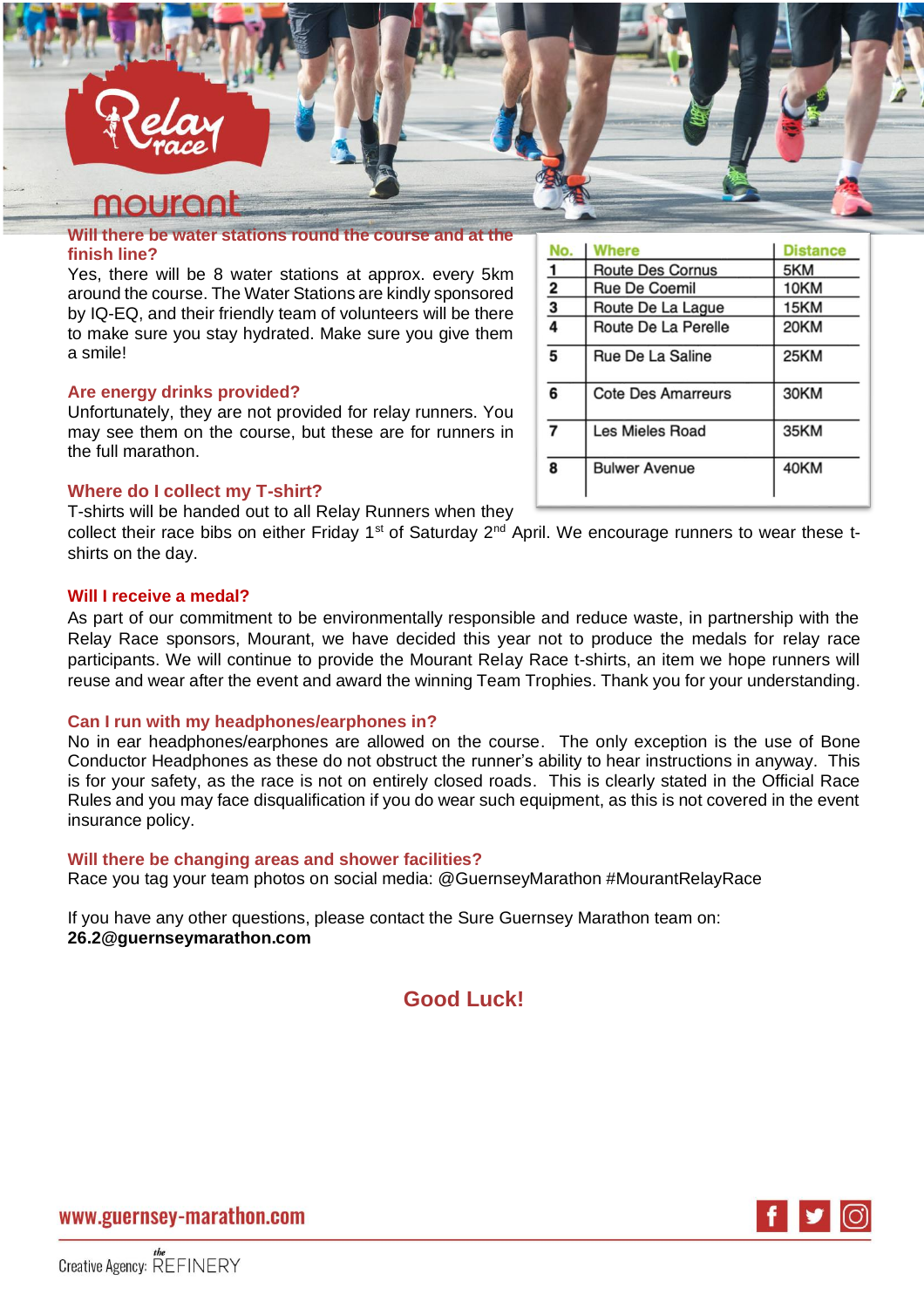## Will there be water stations round the course and at the finish line?

Yes, there will be 8 water stations at approx. every 5km around the course. The Water Stations are kindly sponsored by IQ-EQ, and their friendly team of volunteers will be there to make sure you stay hydrated. Make sure you give them a smile!

| No. | Where | Distance |
|---|---|---|
| 1 | Route Des Cornus | 5KM |
| 2 | Rue De Coemil | 10KM |
| 3 | Route De La Lague | 15KM |
| 4 | Route De La Perelle | 20KM |
| 5 | Rue De La Saline | 25KM |
| 6 | Cote Des Amarreurs | 30KM |
| 7 | Les Mieles Road | 35KM |
| 8 | Bulwer Avenue | 40KM |

## Are energy drinks provided?

Unfortunately, they are not provided for relay runners. You may see them on the course, but these are for runners in the full marathon.

## Where do I collect my T-shirt?

T-shirts will be handed out to all Relay Runners when they collect their race bibs on either Friday 1st of Saturday 2nd April. We encourage runners to wear these t-shirts on the day.

## Will I receive a medal?

As part of our commitment to be environmentally responsible and reduce waste, in partnership with the Relay Race sponsors, Mourant, we have decided this year not to produce the medals for relay race participants. We will continue to provide the Mourant Relay Race t-shirts, an item we hope runners will reuse and wear after the event and award the winning Team Trophies. Thank you for your understanding.

## Can I run with my headphones/earphones in?

No in ear headphones/earphones are allowed on the course. The only exception is the use of Bone Conductor Headphones as these do not obstruct the runner's ability to hear instructions in anyway. This is for your safety, as the race is not on entirely closed roads. This is clearly stated in the Official Race Rules and you may face disqualification if you do wear such equipment, as this is not covered in the event insurance policy.

## Will there be changing areas and shower facilities?

Race you tag your team photos on social media: @GuernseyMarathon #MourantRelayRace

If you have any other questions, please contact the Sure Guernsey Marathon team on:
**26.2@guernseymarathon.com**

## Good Luck!

www.guernsey-marathon.com

Creative Agency: the REFINERY